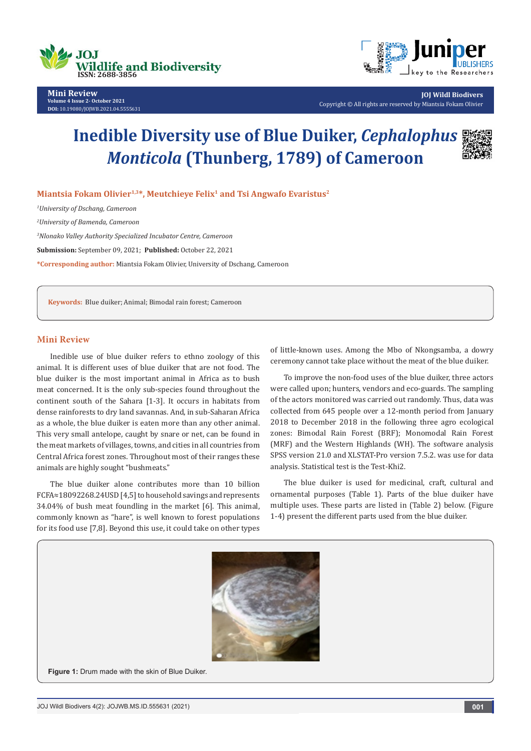# Inedible Diversity use of Blue Duiker, *Cephalophus Monticola* (Thunberg, 1789) of Cameroon

**Miantsia Fokam Olivier[1,3]*, Meutchieye Felix[1] and Tsi Angwafo Evaristus[2]**

[1]*University of Dschang, Cameroon*

[2]*University of Bamenda, Cameroon*

[3]*Nlonako Valley Authority Specialized Incubator Centre, Cameroon*

**Submission:** September 09, 2021; **Published:** October 22, 2021

***Corresponding author:** Miantsia Fokam Olivier, University of Dschang, Cameroon

**Keywords:** Blue duiker; Animal; Bimodal rain forest; Cameroon

## Mini Review

Inedible use of blue duiker refers to ethno zoology of this animal. It is different uses of blue duiker that are not food. The blue duiker is the most important animal in Africa as to bush meat concerned. It is the only sub-species found throughout the continent south of the Sahara [1-3]. It occurs in habitats from dense rainforests to dry land savannas. And, in sub-Saharan Africa as a whole, the blue duiker is eaten more than any other animal. This very small antelope, caught by snare or net, can be found in the meat markets of villages, towns, and cities in all countries from Central Africa forest zones. Throughout most of their ranges these animals are highly sought "bushmeats."

The blue duiker alone contributes more than 10 billion FCFA≈18092268.24USD [4,5] to household savings and represents 34.04% of bush meat foundling in the market [6]. This animal, commonly known as "hare", is well known to forest populations for its food use [7,8]. Beyond this use, it could take on other types of little-known uses. Among the Mbo of Nkongsamba, a dowry ceremony cannot take place without the meat of the blue duiker.

To improve the non-food uses of the blue duiker, three actors were called upon; hunters, vendors and eco-guards. The sampling of the actors monitored was carried out randomly. Thus, data was collected from 645 people over a 12-month period from January 2018 to December 2018 in the following three agro ecological zones: Bimodal Rain Forest (BRF); Monomodal Rain Forest (MRF) and the Western Highlands (WH). The software analysis SPSS version 21.0 and XLSTAT-Pro version 7.5.2. was use for data analysis. Statistical test is the Test-Khi2.

The blue duiker is used for medicinal, craft, cultural and ornamental purposes (Table 1). Parts of the blue duiker have multiple uses. These parts are listed in (Table 2) below. (Figure 1-4) present the different parts used from the blue duiker.

**Figure 1:** Drum made with the skin of Blue Duiker.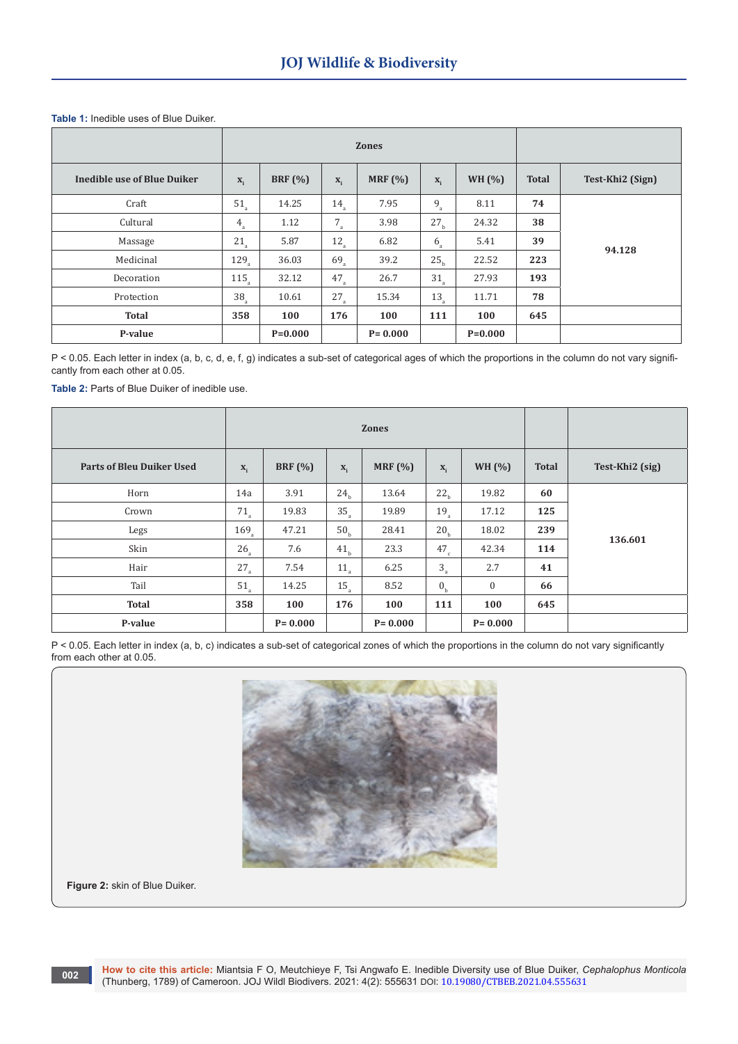**Table 1:** Inedible uses of Blue Duiker.

| | Zones | | | | | | | |
|---|---|---|---|---|---|---|---|---|
| Inedible use of Blue Duiker | $x_i$ | BRF (%) | $x_i$ | MRF (%) | $x_i$ | WH (%) | Total | Test-Khi2 (Sign) |
| Craft | $51_a$ | 14.25 | $14_a$ | 7.95 | $9_a$ | 8.11 | **74** | **94.128** |
| Cultural | $4_a$ | 1.12 | $7_a$ | 3.98 | $27_b$ | 24.32 | **38** | |
| Massage | $21_a$ | 5.87 | $12_a$ | 6.82 | $6_a$ | 5.41 | **39** | |
| Medicinal | $129_a$ | 36.03 | $69_a$ | 39.2 | $25_b$ | 22.52 | **223** | |
| Decoration | $115_a$ | 32.12 | $47_a$ | 26.7 | $31_a$ | 27.93 | **193** | |
| Protection | $38_a$ | 10.61 | $27_a$ | 15.34 | $13_a$ | 11.71 | **78** | |
| **Total** | **358** | **100** | **176** | **100** | **111** | **100** | **645** | |
| **P-value** | | **P=0.000** | | **P= 0.000** | | **P=0.000** | | |

P < 0.05. Each letter in index (a, b, c, d, e, f, g) indicates a sub-set of categorical ages of which the proportions in the column do not vary significantly from each other at 0.05.

**Table 2:** Parts of Blue Duiker of inedible use.

| | Zones | | | | | | | |
|---|---|---|---|---|---|---|---|---|
| Parts of Bleu Duiker Used | $x_i$ | BRF (%) | $x_i$ | MRF (%) | $x_i$ | WH (%) | Total | Test-Khi2 (sig) |
| Horn | 14a | 3.91 | $24_b$ | 13.64 | $22_b$ | 19.82 | **60** | **136.601** |
| Crown | $71_a$ | 19.83 | $35_a$ | 19.89 | $19_a$ | 17.12 | **125** | |
| Legs | $169_a$ | 47.21 | $50_b$ | 28.41 | $20_b$ | 18.02 | **239** | |
| Skin | $26_a$ | 7.6 | $41_b$ | 23.3 | $47_c$ | 42.34 | **114** | |
| Hair | $27_a$ | 7.54 | $11_a$ | 6.25 | $3_a$ | 2.7 | **41** | |
| Tail | $51_a$ | 14.25 | $15_a$ | 8.52 | $0_b$ | 0 | **66** | |
| **Total** | **358** | **100** | **176** | **100** | **111** | **100** | **645** | |
| **P-value** | | **P= 0.000** | | **P= 0.000** | | **P= 0.000** | | |

P < 0.05. Each letter in index (a, b, c) indicates a sub-set of categorical zones of which the proportions in the column do not vary significantly from each other at 0.05.

**Figure 2:** skin of Blue Duiker.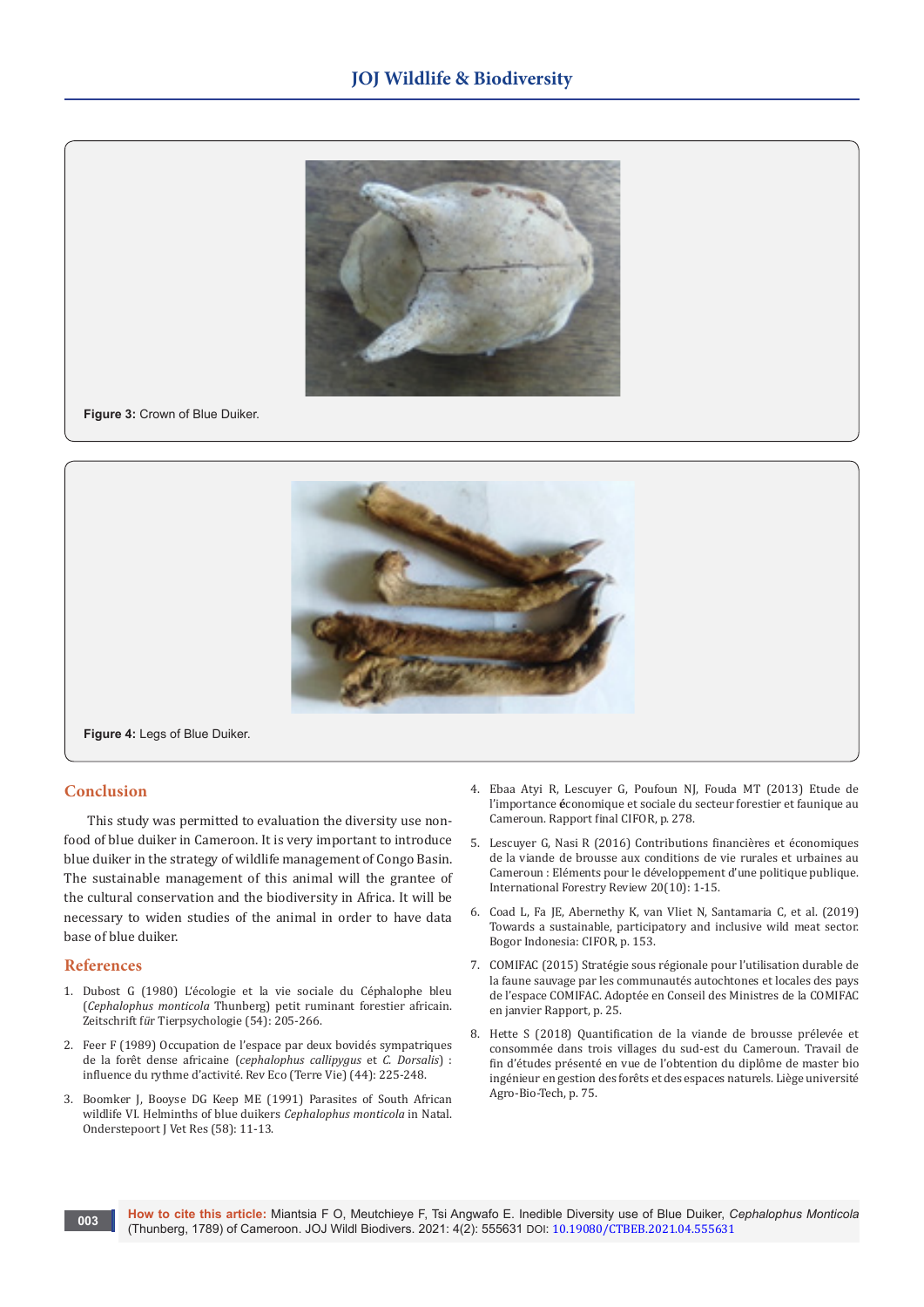Figure 3: Crown of Blue Duiker.

Figure 4: Legs of Blue Duiker.

## Conclusion

This study was permitted to evaluation the diversity use non-food of blue duiker in Cameroon. It is very important to introduce blue duiker in the strategy of wildlife management of Congo Basin. The sustainable management of this animal will the grantee of the cultural conservation and the biodiversity in Africa. It will be necessary to widen studies of the animal in order to have data base of blue duiker.

## References

1. Dubost G (1980) L'écologie et la vie sociale du Céphalophe bleu (*Cephalophus monticola* Thunberg) petit ruminant forestier africain. Zeitschrift für Tierpsychologie (54): 205-266.
2. Feer F (1989) Occupation de l'espace par deux bovidés sympatriques de la forêt dense africaine (*cephalophus callipygus* et *C. Dorsalis*) : influence du rythme d'activité. Rev Eco (Terre Vie) (44): 225-248.
3. Boomker J, Booyse DG Keep ME (1991) Parasites of South African wildlife VI. Helminths of blue duikers *Cephalophus monticola* in Natal. Onderstepoort J Vet Res (58): 11-13.
4. Ebaa Atyi R, Lescuyer G, Poufoun NJ, Fouda MT (2013) Etude de l'importance économique et sociale du secteur forestier et faunique au Cameroun. Rapport final CIFOR, p. 278.
5. Lescuyer G, Nasi R (2016) Contributions financières et économiques de la viande de brousse aux conditions de vie rurales et urbaines au Cameroun : Eléments pour le développement d'une politique publique. International Forestry Review 20(10): 1-15.
6. Coad L, Fa JE, Abernethy K, van Vliet N, Santamaria C, et al. (2019) Towards a sustainable, participatory and inclusive wild meat sector. Bogor Indonesia: CIFOR, p. 153.
7. COMIFAC (2015) Stratégie sous régionale pour l'utilisation durable de la faune sauvage par les communautés autochtones et locales des pays de l'espace COMIFAC. Adoptée en Conseil des Ministres de la COMIFAC en janvier Rapport, p. 25.
8. Hette S (2018) Quantification de la viande de brousse prélevée et consommée dans trois villages du sud-est du Cameroun. Travail de fin d'études présenté en vue de l'obtention du diplôme de master bio ingénieur en gestion des forêts et des espaces naturels. Liège université Agro-Bio-Tech, p. 75.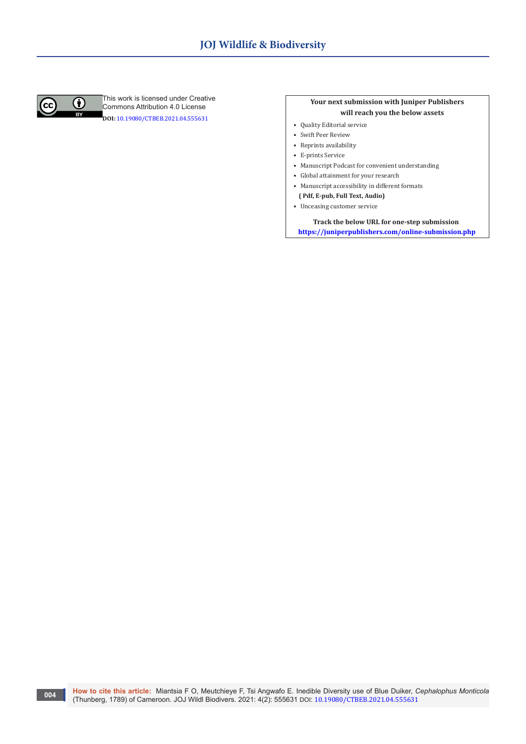This work is licensed under Creative Commons Attribution 4.0 License

**DOI:** 10.19080/CTBEB.2021.04.555631

**Your next submission with Juniper Publishers will reach you the below assets**

- Quality Editorial service
- Swift Peer Review
- Reprints availability
- E-prints Service
- Manuscript Podcast for convenient understanding
- Global attainment for your research
- Manuscript accessibility in different formats
  **( Pdf, E-pub, Full Text, Audio)**
- Unceasing customer service

**Track the below URL for one-step submission**
**https://juniperpublishers.com/online-submission.php**

**How to cite this article:** Miantsia F O, Meutchieye F, Tsi Angwafo E. Inedible Diversity use of Blue Duiker, *Cephalophus Monticola* (Thunberg, 1789) of Cameroon. JOJ Wildl Biodivers. 2021: 4(2): 555631 DOI: 10.19080/CTBEB.2021.04.555631